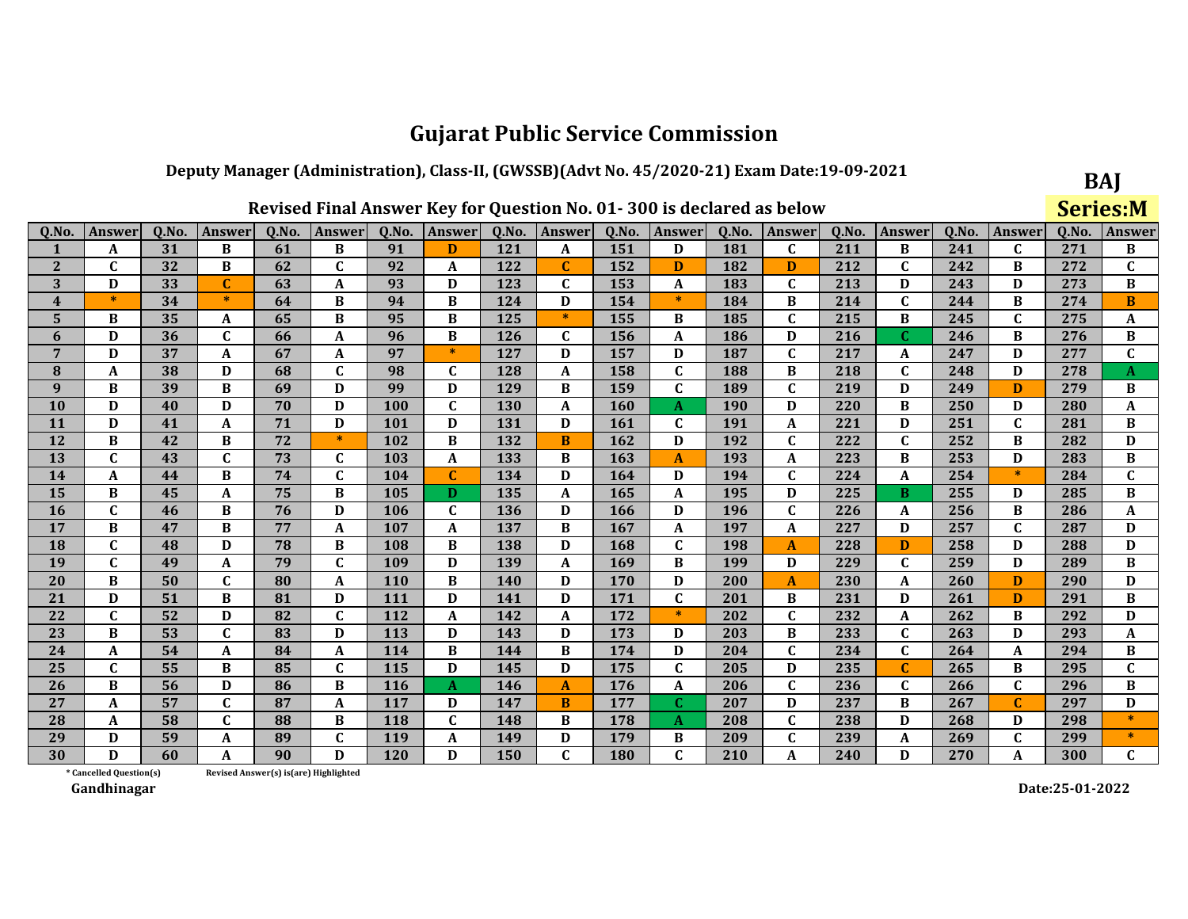# Gujarat Public Service Commission

**Deputy Manager (Administration), Class-II, (GWSSB)(Advt No. 45/2020-21) Exam Date:19-09-2021**

**BAJ**

**Series:M**

**Revised Final Answer Key for Question No. 01- 300 is declared as below**

| Q.No. | Answer | Q.No. | Answer | Q.No. | Answer | Q.No. | Answer | Q.No. | Answer | Q.No. | Answer | Q.No. | Answer | Q.No. | Answer | Q.No. | Answer | Q.No. | Answer |
|---|---|---|---|---|---|---|---|---|---|---|---|---|---|---|---|---|---|---|---|
| 1 | A | 31 | B | 61 | B | 91 | D | 121 | A | 151 | D | 181 | C | 211 | B | 241 | C | 271 | B |
| 2 | C | 32 | B | 62 | C | 92 | A | 122 | C | 152 | D | 182 | D | 212 | C | 242 | B | 272 | C |
| 3 | D | 33 | C | 63 | A | 93 | D | 123 | C | 153 | A | 183 | C | 213 | D | 243 | D | 273 | B |
| 4 | * | 34 | * | 64 | B | 94 | B | 124 | D | 154 | * | 184 | B | 214 | C | 244 | B | 274 | B |
| 5 | B | 35 | A | 65 | B | 95 | B | 125 | * | 155 | B | 185 | C | 215 | B | 245 | C | 275 | A |
| 6 | D | 36 | C | 66 | A | 96 | B | 126 | C | 156 | A | 186 | D | 216 | C | 246 | B | 276 | B |
| 7 | D | 37 | A | 67 | A | 97 | * | 127 | D | 157 | D | 187 | C | 217 | A | 247 | D | 277 | C |
| 8 | A | 38 | D | 68 | C | 98 | C | 128 | A | 158 | C | 188 | B | 218 | C | 248 | D | 278 | A |
| 9 | B | 39 | B | 69 | D | 99 | D | 129 | B | 159 | C | 189 | C | 219 | D | 249 | D | 279 | B |
| 10 | D | 40 | D | 70 | D | 100 | C | 130 | A | 160 | A | 190 | D | 220 | B | 250 | D | 280 | A |
| 11 | D | 41 | A | 71 | D | 101 | D | 131 | D | 161 | C | 191 | A | 221 | D | 251 | C | 281 | B |
| 12 | B | 42 | B | 72 | * | 102 | B | 132 | B | 162 | D | 192 | C | 222 | C | 252 | B | 282 | D |
| 13 | C | 43 | C | 73 | C | 103 | A | 133 | B | 163 | A | 193 | A | 223 | B | 253 | D | 283 | B |
| 14 | A | 44 | B | 74 | C | 104 | C | 134 | D | 164 | D | 194 | C | 224 | A | 254 | * | 284 | C |
| 15 | B | 45 | A | 75 | B | 105 | D | 135 | A | 165 | A | 195 | D | 225 | B | 255 | D | 285 | B |
| 16 | C | 46 | B | 76 | D | 106 | C | 136 | D | 166 | D | 196 | C | 226 | A | 256 | B | 286 | A |
| 17 | B | 47 | B | 77 | A | 107 | A | 137 | B | 167 | A | 197 | A | 227 | D | 257 | C | 287 | D |
| 18 | C | 48 | D | 78 | B | 108 | B | 138 | D | 168 | C | 198 | A | 228 | D | 258 | D | 288 | D |
| 19 | C | 49 | A | 79 | C | 109 | D | 139 | A | 169 | B | 199 | D | 229 | C | 259 | D | 289 | B |
| 20 | B | 50 | C | 80 | A | 110 | B | 140 | D | 170 | D | 200 | A | 230 | A | 260 | D | 290 | D |
| 21 | D | 51 | B | 81 | D | 111 | D | 141 | D | 171 | C | 201 | B | 231 | D | 261 | D | 291 | B |
| 22 | C | 52 | D | 82 | C | 112 | A | 142 | A | 172 | * | 202 | C | 232 | A | 262 | B | 292 | D |
| 23 | B | 53 | C | 83 | D | 113 | D | 143 | D | 173 | D | 203 | B | 233 | C | 263 | D | 293 | A |
| 24 | A | 54 | A | 84 | A | 114 | B | 144 | B | 174 | D | 204 | C | 234 | C | 264 | A | 294 | B |
| 25 | C | 55 | B | 85 | C | 115 | D | 145 | D | 175 | C | 205 | D | 235 | C | 265 | B | 295 | C |
| 26 | B | 56 | D | 86 | B | 116 | A | 146 | A | 176 | A | 206 | C | 236 | C | 266 | C | 296 | B |
| 27 | A | 57 | C | 87 | A | 117 | D | 147 | B | 177 | C | 207 | D | 237 | B | 267 | C | 297 | D |
| 28 | A | 58 | C | 88 | B | 118 | C | 148 | B | 178 | A | 208 | C | 238 | D | 268 | D | 298 | * |
| 29 | D | 59 | A | 89 | C | 119 | A | 149 | D | 179 | B | 209 | C | 239 | A | 269 | C | 299 | * |
| 30 | D | 60 | A | 90 | D | 120 | D | 150 | C | 180 | C | 210 | A | 240 | D | 270 | A | 300 | C |

\* Cancelled Question(s) Revised Answer(s) is(are) Highlighted

Gandhinagar

Date:25-01-2022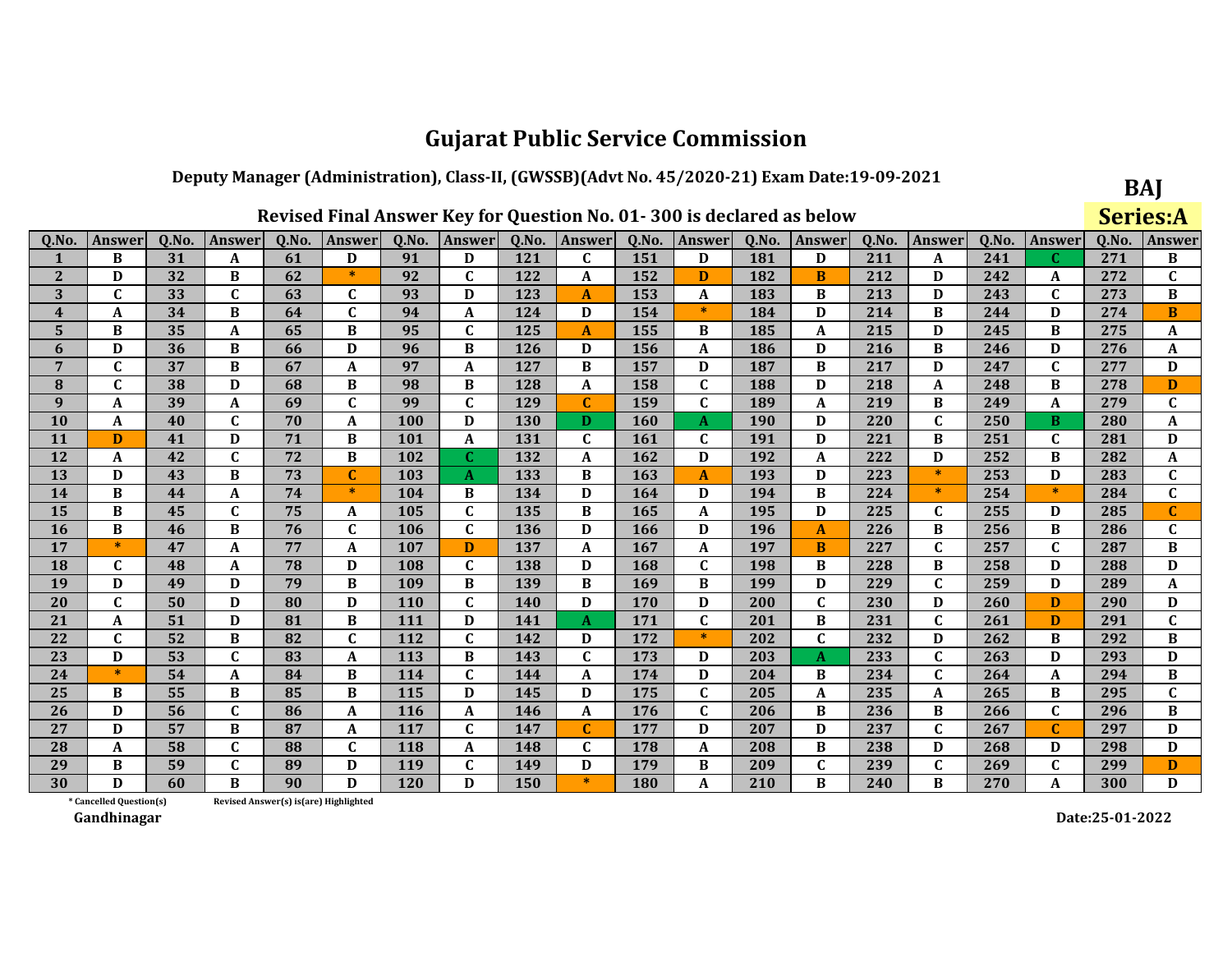# Gujarat Public Service Commission

### Deputy Manager (Administration), Class-II, (GWSSB)(Advt No. 45/2020-21) Exam Date:19-09-2021

**BAJ**

**Series:A**

### Revised Final Answer Key for Question No. 01- 300 is declared as below

| Q.No. | Answer | Q.No. | Answer | Q.No. | Answer | Q.No. | Answer | Q.No. | Answer | Q.No. | Answer | Q.No. | Answer | Q.No. | Answer | Q.No. | Answer | Q.No. | Answer |
|---|---|---|---|---|---|---|---|---|---|---|---|---|---|---|---|---|---|---|---|
| 1 | B | 31 | A | 61 | D | 91 | D | 121 | C | 151 | D | 181 | D | 211 | A | 241 | C | 271 | B |
| 2 | D | 32 | B | 62 | * | 92 | C | 122 | A | 152 | D | 182 | B | 212 | D | 242 | A | 272 | C |
| 3 | C | 33 | C | 63 | C | 93 | D | 123 | A | 153 | A | 183 | B | 213 | D | 243 | C | 273 | B |
| 4 | A | 34 | B | 64 | C | 94 | A | 124 | D | 154 | * | 184 | D | 214 | B | 244 | D | 274 | B |
| 5 | B | 35 | A | 65 | B | 95 | C | 125 | A | 155 | B | 185 | A | 215 | D | 245 | B | 275 | A |
| 6 | D | 36 | B | 66 | D | 96 | B | 126 | D | 156 | A | 186 | D | 216 | B | 246 | D | 276 | A |
| 7 | C | 37 | B | 67 | A | 97 | A | 127 | B | 157 | D | 187 | B | 217 | D | 247 | C | 277 | D |
| 8 | C | 38 | D | 68 | B | 98 | B | 128 | A | 158 | C | 188 | D | 218 | A | 248 | B | 278 | D |
| 9 | A | 39 | A | 69 | C | 99 | C | 129 | C | 159 | C | 189 | A | 219 | B | 249 | A | 279 | C |
| 10 | A | 40 | C | 70 | A | 100 | D | 130 | D | 160 | A | 190 | D | 220 | C | 250 | B | 280 | A |
| 11 | D | 41 | D | 71 | B | 101 | A | 131 | C | 161 | C | 191 | D | 221 | B | 251 | C | 281 | D |
| 12 | A | 42 | C | 72 | B | 102 | C | 132 | A | 162 | D | 192 | A | 222 | D | 252 | B | 282 | A |
| 13 | D | 43 | B | 73 | C | 103 | A | 133 | B | 163 | A | 193 | D | 223 | * | 253 | D | 283 | C |
| 14 | B | 44 | A | 74 | * | 104 | B | 134 | D | 164 | D | 194 | B | 224 | * | 254 | * | 284 | C |
| 15 | B | 45 | C | 75 | A | 105 | C | 135 | B | 165 | A | 195 | D | 225 | C | 255 | D | 285 | C |
| 16 | B | 46 | B | 76 | C | 106 | C | 136 | D | 166 | D | 196 | A | 226 | B | 256 | B | 286 | C |
| 17 | * | 47 | A | 77 | A | 107 | D | 137 | A | 167 | A | 197 | B | 227 | C | 257 | C | 287 | B |
| 18 | C | 48 | A | 78 | D | 108 | C | 138 | D | 168 | C | 198 | B | 228 | B | 258 | D | 288 | D |
| 19 | D | 49 | D | 79 | B | 109 | B | 139 | B | 169 | B | 199 | D | 229 | C | 259 | D | 289 | A |
| 20 | C | 50 | D | 80 | D | 110 | C | 140 | D | 170 | D | 200 | C | 230 | D | 260 | D | 290 | D |
| 21 | A | 51 | D | 81 | B | 111 | D | 141 | A | 171 | C | 201 | B | 231 | C | 261 | D | 291 | C |
| 22 | C | 52 | B | 82 | C | 112 | C | 142 | D | 172 | * | 202 | C | 232 | D | 262 | B | 292 | B |
| 23 | D | 53 | C | 83 | A | 113 | B | 143 | C | 173 | D | 203 | A | 233 | C | 263 | D | 293 | D |
| 24 | * | 54 | A | 84 | B | 114 | C | 144 | A | 174 | D | 204 | B | 234 | C | 264 | A | 294 | B |
| 25 | B | 55 | B | 85 | B | 115 | D | 145 | D | 175 | C | 205 | A | 235 | A | 265 | B | 295 | C |
| 26 | D | 56 | C | 86 | A | 116 | A | 146 | A | 176 | C | 206 | B | 236 | B | 266 | C | 296 | B |
| 27 | D | 57 | B | 87 | A | 117 | C | 147 | C | 177 | D | 207 | D | 237 | C | 267 | C | 297 | D |
| 28 | A | 58 | C | 88 | C | 118 | A | 148 | C | 178 | A | 208 | B | 238 | D | 268 | D | 298 | D |
| 29 | B | 59 | C | 89 | D | 119 | C | 149 | D | 179 | B | 209 | C | 239 | C | 269 | C | 299 | D |
| 30 | D | 60 | B | 90 | D | 120 | D | 150 | * | 180 | A | 210 | B | 240 | B | 270 | A | 300 | D |

\* Cancelled Question(s)    Revised Answer(s) is(are) Highlighted

Gandhinagar

Date:25-01-2022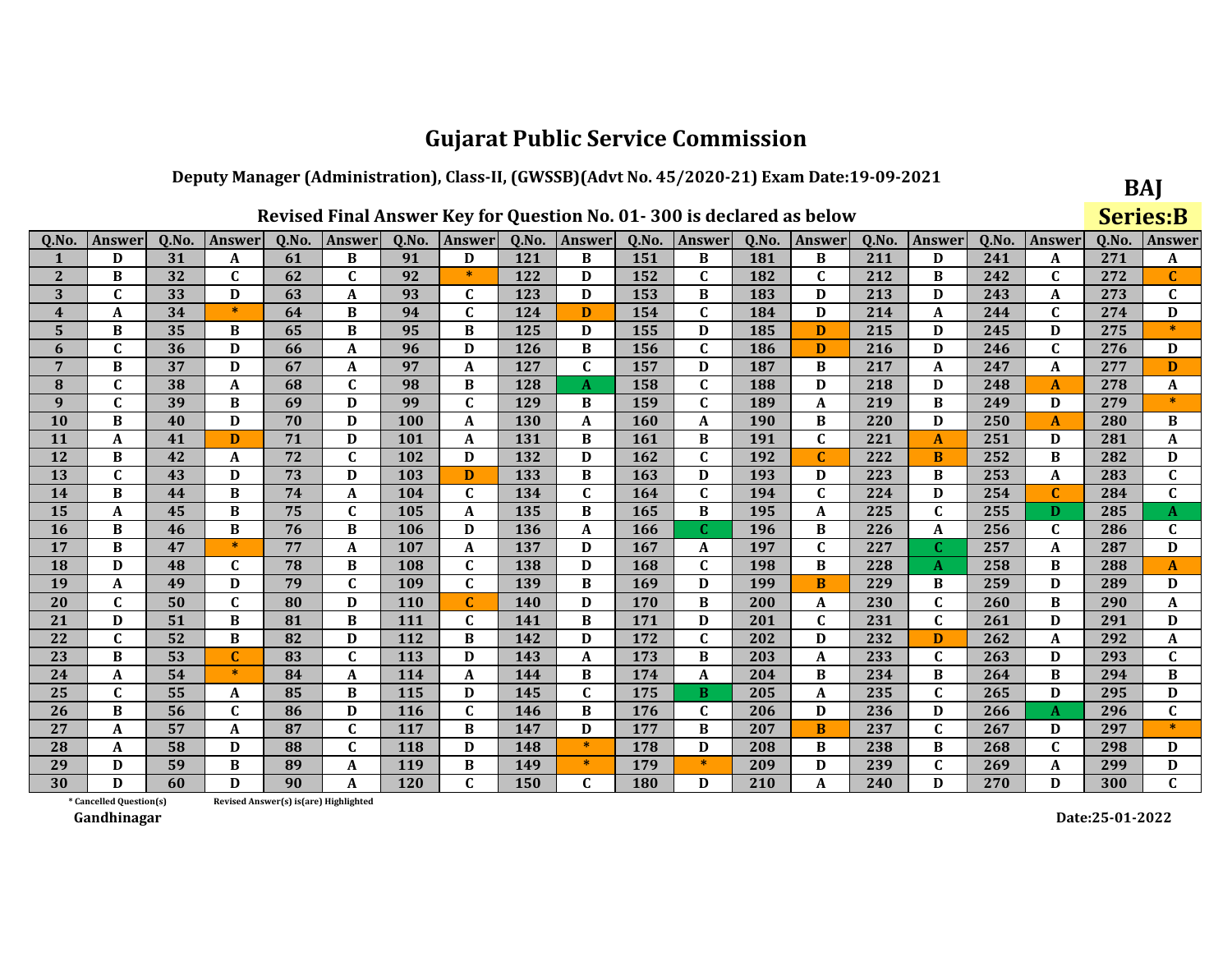# Gujarat Public Service Commission

## Deputy Manager (Administration), Class-II, (GWSSB)(Advt No. 45/2020-21) Exam Date:19-09-2021

**BAJ**

**Series:B**

### Revised Final Answer Key for Question No. 01- 300 is declared as below

| Q.No. | Answer | Q.No. | Answer | Q.No. | Answer | Q.No. | Answer | Q.No. | Answer | Q.No. | Answer | Q.No. | Answer | Q.No. | Answer | Q.No. | Answer | Q.No. | Answer |
|---|---|---|---|---|---|---|---|---|---|---|---|---|---|---|---|---|---|---|---|
| 1 | D | 31 | A | 61 | B | 91 | D | 121 | B | 151 | B | 181 | B | 211 | D | 241 | A | 271 | A |
| 2 | B | 32 | C | 62 | C | 92 | * | 122 | D | 152 | C | 182 | C | 212 | B | 242 | C | 272 | C |
| 3 | C | 33 | D | 63 | A | 93 | C | 123 | D | 153 | B | 183 | D | 213 | D | 243 | A | 273 | C |
| 4 | A | 34 | * | 64 | B | 94 | C | 124 | D | 154 | C | 184 | D | 214 | A | 244 | C | 274 | D |
| 5 | B | 35 | B | 65 | B | 95 | B | 125 | D | 155 | D | 185 | D | 215 | D | 245 | D | 275 | * |
| 6 | C | 36 | D | 66 | A | 96 | D | 126 | B | 156 | C | 186 | D | 216 | D | 246 | C | 276 | D |
| 7 | B | 37 | D | 67 | A | 97 | A | 127 | C | 157 | D | 187 | B | 217 | A | 247 | A | 277 | D |
| 8 | C | 38 | A | 68 | C | 98 | B | 128 | A | 158 | C | 188 | D | 218 | D | 248 | A | 278 | A |
| 9 | C | 39 | B | 69 | D | 99 | C | 129 | B | 159 | C | 189 | A | 219 | B | 249 | D | 279 | * |
| 10 | B | 40 | D | 70 | D | 100 | A | 130 | A | 160 | A | 190 | B | 220 | D | 250 | A | 280 | B |
| 11 | A | 41 | D | 71 | D | 101 | A | 131 | B | 161 | B | 191 | C | 221 | A | 251 | D | 281 | A |
| 12 | B | 42 | A | 72 | C | 102 | D | 132 | D | 162 | C | 192 | C | 222 | B | 252 | B | 282 | D |
| 13 | C | 43 | D | 73 | D | 103 | D | 133 | B | 163 | D | 193 | D | 223 | B | 253 | A | 283 | C |
| 14 | B | 44 | B | 74 | A | 104 | C | 134 | C | 164 | C | 194 | C | 224 | D | 254 | C | 284 | C |
| 15 | A | 45 | B | 75 | C | 105 | A | 135 | B | 165 | B | 195 | A | 225 | C | 255 | D | 285 | A |
| 16 | B | 46 | B | 76 | B | 106 | D | 136 | A | 166 | C | 196 | B | 226 | A | 256 | C | 286 | C |
| 17 | B | 47 | * | 77 | A | 107 | A | 137 | D | 167 | A | 197 | C | 227 | C | 257 | A | 287 | D |
| 18 | D | 48 | C | 78 | B | 108 | C | 138 | D | 168 | C | 198 | B | 228 | A | 258 | B | 288 | A |
| 19 | A | 49 | D | 79 | C | 109 | C | 139 | B | 169 | D | 199 | B | 229 | B | 259 | D | 289 | D |
| 20 | C | 50 | C | 80 | D | 110 | C | 140 | D | 170 | B | 200 | A | 230 | C | 260 | B | 290 | A |
| 21 | D | 51 | B | 81 | B | 111 | C | 141 | B | 171 | D | 201 | C | 231 | C | 261 | D | 291 | D |
| 22 | C | 52 | B | 82 | D | 112 | B | 142 | D | 172 | C | 202 | D | 232 | D | 262 | A | 292 | A |
| 23 | B | 53 | C | 83 | C | 113 | D | 143 | A | 173 | B | 203 | A | 233 | C | 263 | D | 293 | C |
| 24 | A | 54 | * | 84 | A | 114 | A | 144 | B | 174 | A | 204 | B | 234 | B | 264 | B | 294 | B |
| 25 | C | 55 | A | 85 | B | 115 | D | 145 | C | 175 | B | 205 | A | 235 | C | 265 | D | 295 | D |
| 26 | B | 56 | C | 86 | D | 116 | C | 146 | B | 176 | C | 206 | D | 236 | D | 266 | A | 296 | C |
| 27 | A | 57 | A | 87 | C | 117 | B | 147 | D | 177 | B | 207 | B | 237 | C | 267 | D | 297 | * |
| 28 | A | 58 | D | 88 | C | 118 | D | 148 | * | 178 | D | 208 | B | 238 | B | 268 | C | 298 | D |
| 29 | D | 59 | B | 89 | A | 119 | B | 149 | * | 179 | * | 209 | D | 239 | C | 269 | A | 299 | D |
| 30 | D | 60 | D | 90 | A | 120 | C | 150 | C | 180 | D | 210 | A | 240 | D | 270 | D | 300 | C |

\* Cancelled Question(s)    Revised Answer(s) is(are) Highlighted

Gandhinagar

Date:25-01-2022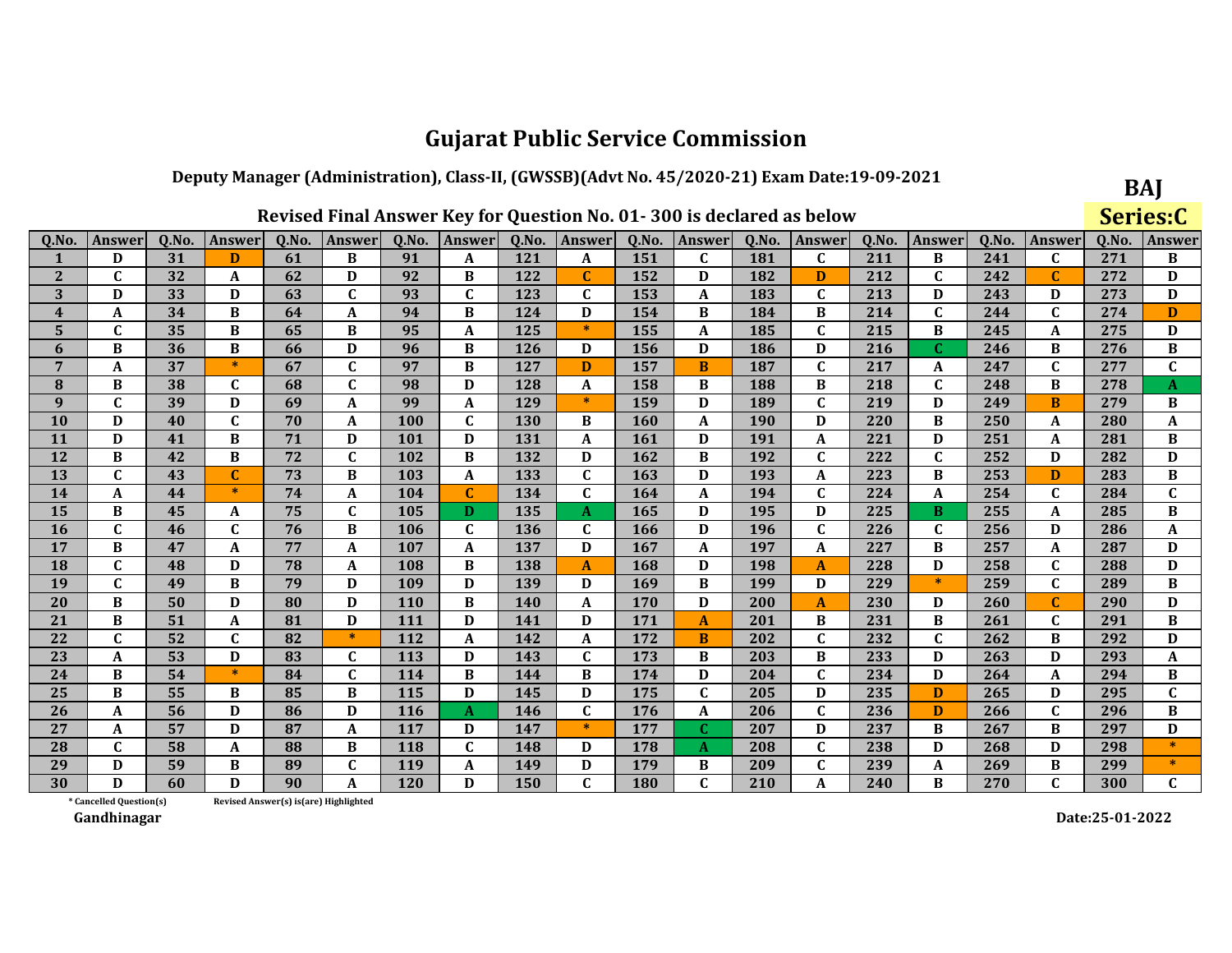# Gujarat Public Service Commission

## Deputy Manager (Administration), Class-II, (GWSSB)(Advt No. 45/2020-21) Exam Date:19-09-2021

**BAJ**

### Revised Final Answer Key for Question No. 01- 300 is declared as below

**Series:C**

| Q.No. | Answer | Q.No. | Answer | Q.No. | Answer | Q.No. | Answer | Q.No. | Answer | Q.No. | Answer | Q.No. | Answer | Q.No. | Answer | Q.No. | Answer | Q.No. | Answer |
|---|---|---|---|---|---|---|---|---|---|---|---|---|---|---|---|---|---|---|---|
| 1 | D | 31 | D | 61 | B | 91 | A | 121 | A | 151 | C | 181 | C | 211 | B | 241 | C | 271 | B |
| 2 | C | 32 | A | 62 | D | 92 | B | 122 | C | 152 | D | 182 | D | 212 | C | 242 | C | 272 | D |
| 3 | D | 33 | D | 63 | C | 93 | C | 123 | C | 153 | A | 183 | C | 213 | D | 243 | D | 273 | D |
| 4 | A | 34 | B | 64 | A | 94 | B | 124 | D | 154 | B | 184 | B | 214 | C | 244 | C | 274 | D |
| 5 | C | 35 | B | 65 | B | 95 | A | 125 | * | 155 | A | 185 | C | 215 | B | 245 | A | 275 | D |
| 6 | B | 36 | B | 66 | D | 96 | B | 126 | D | 156 | D | 186 | D | 216 | C | 246 | B | 276 | B |
| 7 | A | 37 | * | 67 | C | 97 | B | 127 | D | 157 | B | 187 | C | 217 | A | 247 | C | 277 | C |
| 8 | B | 38 | C | 68 | C | 98 | D | 128 | A | 158 | B | 188 | B | 218 | C | 248 | B | 278 | A |
| 9 | C | 39 | D | 69 | A | 99 | A | 129 | * | 159 | D | 189 | C | 219 | D | 249 | B | 279 | B |
| 10 | D | 40 | C | 70 | A | 100 | C | 130 | B | 160 | A | 190 | D | 220 | B | 250 | A | 280 | A |
| 11 | D | 41 | B | 71 | D | 101 | D | 131 | A | 161 | D | 191 | A | 221 | D | 251 | A | 281 | B |
| 12 | B | 42 | B | 72 | C | 102 | B | 132 | D | 162 | B | 192 | C | 222 | C | 252 | D | 282 | D |
| 13 | C | 43 | C | 73 | B | 103 | A | 133 | C | 163 | D | 193 | A | 223 | B | 253 | D | 283 | B |
| 14 | A | 44 | * | 74 | A | 104 | C | 134 | C | 164 | A | 194 | C | 224 | A | 254 | C | 284 | C |
| 15 | B | 45 | A | 75 | C | 105 | D | 135 | A | 165 | D | 195 | D | 225 | B | 255 | A | 285 | B |
| 16 | C | 46 | C | 76 | B | 106 | C | 136 | C | 166 | D | 196 | C | 226 | C | 256 | D | 286 | A |
| 17 | B | 47 | A | 77 | A | 107 | A | 137 | D | 167 | A | 197 | A | 227 | B | 257 | A | 287 | D |
| 18 | C | 48 | D | 78 | A | 108 | B | 138 | A | 168 | D | 198 | A | 228 | D | 258 | C | 288 | D |
| 19 | C | 49 | B | 79 | D | 109 | D | 139 | D | 169 | B | 199 | D | 229 | * | 259 | C | 289 | B |
| 20 | B | 50 | D | 80 | D | 110 | B | 140 | A | 170 | D | 200 | A | 230 | D | 260 | C | 290 | D |
| 21 | B | 51 | A | 81 | D | 111 | D | 141 | D | 171 | A | 201 | B | 231 | B | 261 | C | 291 | B |
| 22 | C | 52 | C | 82 | * | 112 | A | 142 | A | 172 | B | 202 | C | 232 | C | 262 | B | 292 | D |
| 23 | A | 53 | D | 83 | C | 113 | D | 143 | C | 173 | B | 203 | B | 233 | D | 263 | D | 293 | A |
| 24 | B | 54 | * | 84 | C | 114 | B | 144 | B | 174 | D | 204 | C | 234 | D | 264 | A | 294 | B |
| 25 | B | 55 | B | 85 | B | 115 | D | 145 | D | 175 | C | 205 | D | 235 | D | 265 | D | 295 | C |
| 26 | A | 56 | D | 86 | D | 116 | A | 146 | C | 176 | A | 206 | C | 236 | D | 266 | C | 296 | B |
| 27 | A | 57 | D | 87 | A | 117 | D | 147 | * | 177 | C | 207 | D | 237 | B | 267 | B | 297 | D |
| 28 | C | 58 | A | 88 | B | 118 | C | 148 | D | 178 | A | 208 | C | 238 | D | 268 | D | 298 | * |
| 29 | D | 59 | B | 89 | C | 119 | A | 149 | D | 179 | B | 209 | C | 239 | A | 269 | B | 299 | * |
| 30 | D | 60 | D | 90 | A | 120 | D | 150 | C | 180 | C | 210 | A | 240 | B | 270 | C | 300 | C |

\* Cancelled Question(s)    Revised Answer(s) is(are) Highlighted

Gandhinagar

Date:25-01-2022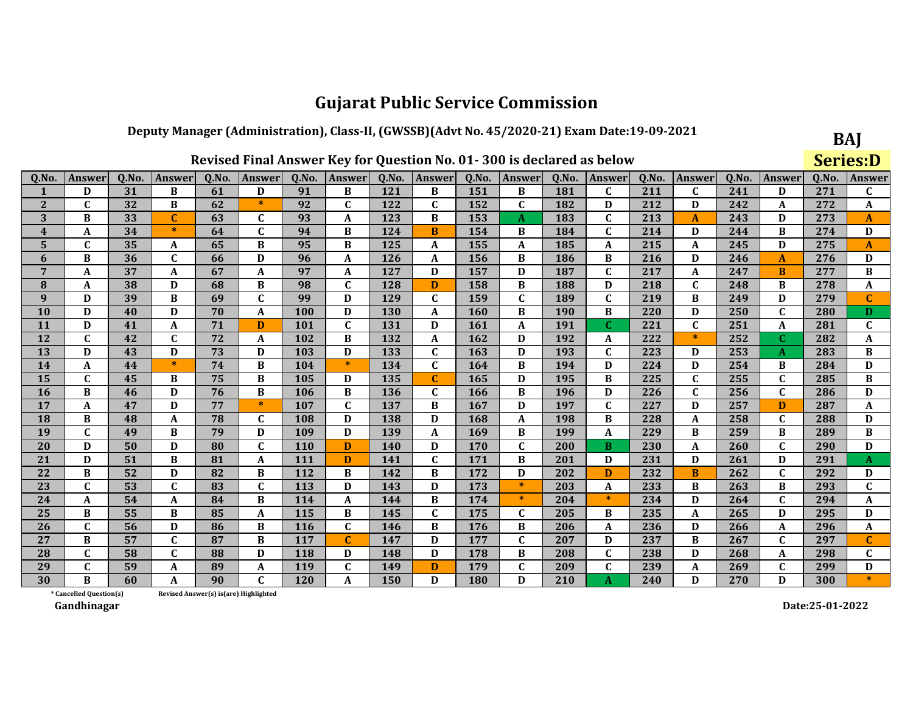# Gujarat Public Service Commission

## Deputy Manager (Administration), Class-II, (GWSSB)(Advt No. 45/2020-21) Exam Date:19-09-2021

**BAJ**

**Series:D**

### Revised Final Answer Key for Question No. 01- 300 is declared as below

| Q.No. | Answer | Q.No. | Answer | Q.No. | Answer | Q.No. | Answer | Q.No. | Answer | Q.No. | Answer | Q.No. | Answer | Q.No. | Answer | Q.No. | Answer | Q.No. | Answer |
|---|---|---|---|---|---|---|---|---|---|---|---|---|---|---|---|---|---|---|---|
| 1 | D | 31 | B | 61 | D | 91 | B | 121 | B | 151 | B | 181 | C | 211 | C | 241 | D | 271 | C |
| 2 | C | 32 | B | 62 | * | 92 | C | 122 | C | 152 | C | 182 | D | 212 | D | 242 | A | 272 | A |
| 3 | B | 33 | C | 63 | C | 93 | A | 123 | B | 153 | A | 183 | C | 213 | A | 243 | D | 273 | A |
| 4 | A | 34 | * | 64 | C | 94 | B | 124 | B | 154 | B | 184 | C | 214 | D | 244 | B | 274 | D |
| 5 | C | 35 | A | 65 | B | 95 | B | 125 | A | 155 | A | 185 | A | 215 | A | 245 | D | 275 | A |
| 6 | B | 36 | C | 66 | D | 96 | A | 126 | A | 156 | B | 186 | B | 216 | D | 246 | A | 276 | D |
| 7 | A | 37 | A | 67 | A | 97 | A | 127 | D | 157 | D | 187 | C | 217 | A | 247 | B | 277 | B |
| 8 | A | 38 | D | 68 | B | 98 | C | 128 | D | 158 | B | 188 | D | 218 | C | 248 | B | 278 | A |
| 9 | D | 39 | B | 69 | C | 99 | D | 129 | C | 159 | C | 189 | C | 219 | B | 249 | D | 279 | C |
| 10 | D | 40 | D | 70 | A | 100 | D | 130 | A | 160 | B | 190 | B | 220 | D | 250 | C | 280 | D |
| 11 | D | 41 | A | 71 | D | 101 | C | 131 | D | 161 | A | 191 | C | 221 | C | 251 | A | 281 | C |
| 12 | C | 42 | C | 72 | A | 102 | B | 132 | A | 162 | D | 192 | A | 222 | * | 252 | C | 282 | A |
| 13 | D | 43 | D | 73 | D | 103 | D | 133 | C | 163 | D | 193 | C | 223 | D | 253 | A | 283 | B |
| 14 | A | 44 | * | 74 | B | 104 | * | 134 | C | 164 | B | 194 | D | 224 | D | 254 | B | 284 | D |
| 15 | C | 45 | B | 75 | B | 105 | D | 135 | C | 165 | D | 195 | B | 225 | C | 255 | C | 285 | B |
| 16 | B | 46 | D | 76 | B | 106 | B | 136 | C | 166 | B | 196 | D | 226 | C | 256 | C | 286 | D |
| 17 | A | 47 | D | 77 | * | 107 | C | 137 | B | 167 | D | 197 | C | 227 | D | 257 | D | 287 | A |
| 18 | B | 48 | A | 78 | C | 108 | D | 138 | D | 168 | A | 198 | B | 228 | A | 258 | C | 288 | D |
| 19 | C | 49 | B | 79 | D | 109 | D | 139 | A | 169 | B | 199 | A | 229 | B | 259 | B | 289 | B |
| 20 | D | 50 | D | 80 | C | 110 | D | 140 | D | 170 | C | 200 | B | 230 | A | 260 | C | 290 | D |
| 21 | D | 51 | B | 81 | A | 111 | D | 141 | C | 171 | B | 201 | D | 231 | D | 261 | D | 291 | A |
| 22 | B | 52 | D | 82 | B | 112 | B | 142 | B | 172 | D | 202 | D | 232 | B | 262 | C | 292 | D |
| 23 | C | 53 | C | 83 | C | 113 | D | 143 | D | 173 | * | 203 | A | 233 | B | 263 | B | 293 | C |
| 24 | A | 54 | A | 84 | B | 114 | A | 144 | B | 174 | * | 204 | * | 234 | D | 264 | C | 294 | A |
| 25 | B | 55 | B | 85 | A | 115 | B | 145 | C | 175 | C | 205 | B | 235 | A | 265 | D | 295 | D |
| 26 | C | 56 | D | 86 | B | 116 | C | 146 | B | 176 | B | 206 | A | 236 | D | 266 | A | 296 | A |
| 27 | B | 57 | C | 87 | B | 117 | C | 147 | D | 177 | C | 207 | D | 237 | B | 267 | C | 297 | C |
| 28 | C | 58 | C | 88 | D | 118 | D | 148 | D | 178 | B | 208 | C | 238 | D | 268 | A | 298 | C |
| 29 | C | 59 | A | 89 | A | 119 | C | 149 | D | 179 | C | 209 | C | 239 | A | 269 | C | 299 | D |
| 30 | B | 60 | A | 90 | C | 120 | A | 150 | D | 180 | D | 210 | A | 240 | D | 270 | D | 300 | * |

\* Cancelled Question(s)

Revised Answer(s) is(are) Highlighted

Gandhinagar

Date:25-01-2022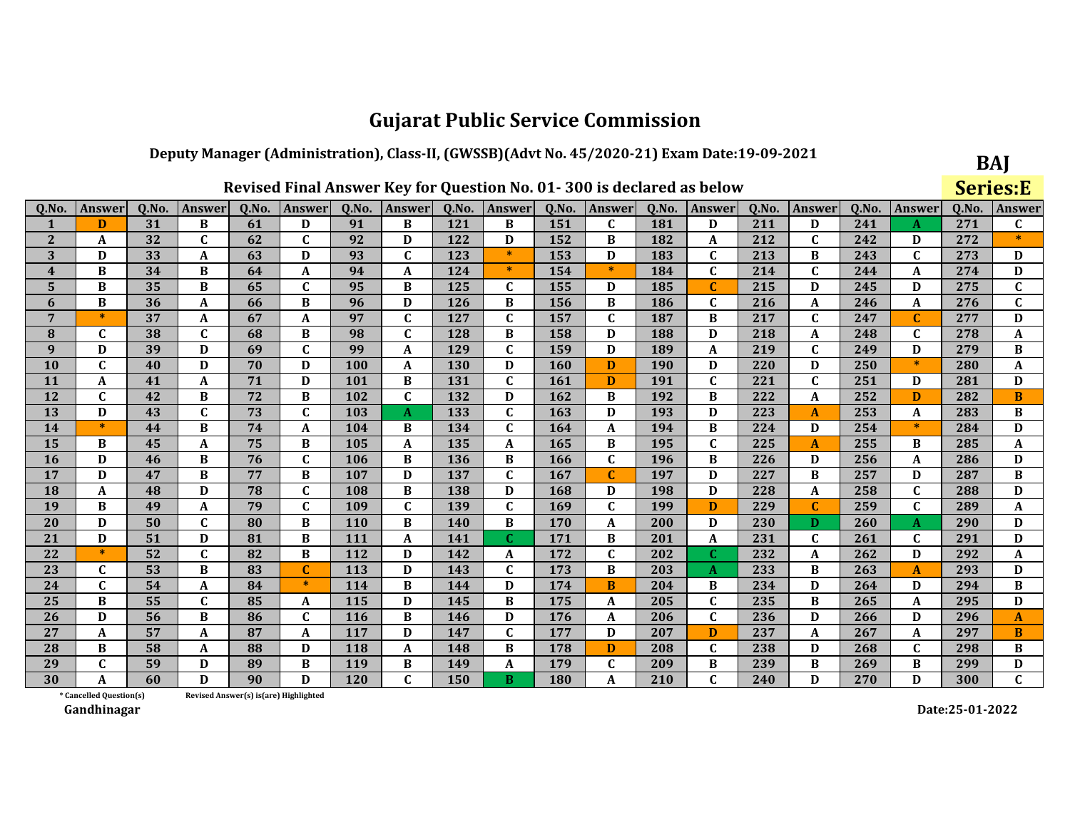# Gujarat Public Service Commission

## Deputy Manager (Administration), Class-II, (GWSSB)(Advt No. 45/2020-21) Exam Date:19-09-2021

**BAJ**

**Series:E**

### Revised Final Answer Key for Question No. 01- 300 is declared as below

| Q.No. | Answer | Q.No. | Answer | Q.No. | Answer | Q.No. | Answer | Q.No. | Answer | Q.No. | Answer | Q.No. | Answer | Q.No. | Answer | Q.No. | Answer | Q.No. | Answer |
|---|---|---|---|---|---|---|---|---|---|---|---|---|---|---|---|---|---|---|---|
| 1 | D | 31 | B | 61 | D | 91 | B | 121 | B | 151 | C | 181 | D | 211 | D | 241 | A | 271 | C |
| 2 | A | 32 | C | 62 | C | 92 | D | 122 | D | 152 | B | 182 | A | 212 | C | 242 | D | 272 | * |
| 3 | D | 33 | A | 63 | D | 93 | C | 123 | * | 153 | D | 183 | C | 213 | B | 243 | C | 273 | D |
| 4 | B | 34 | B | 64 | A | 94 | A | 124 | * | 154 | * | 184 | C | 214 | C | 244 | A | 274 | D |
| 5 | B | 35 | B | 65 | C | 95 | B | 125 | C | 155 | D | 185 | C | 215 | D | 245 | D | 275 | C |
| 6 | B | 36 | A | 66 | B | 96 | D | 126 | B | 156 | B | 186 | C | 216 | A | 246 | A | 276 | C |
| 7 | * | 37 | A | 67 | A | 97 | C | 127 | C | 157 | C | 187 | B | 217 | C | 247 | C | 277 | D |
| 8 | C | 38 | C | 68 | B | 98 | C | 128 | B | 158 | D | 188 | D | 218 | A | 248 | C | 278 | A |
| 9 | D | 39 | D | 69 | C | 99 | A | 129 | C | 159 | D | 189 | A | 219 | C | 249 | D | 279 | B |
| 10 | C | 40 | D | 70 | D | 100 | A | 130 | D | 160 | D | 190 | D | 220 | D | 250 | * | 280 | A |
| 11 | A | 41 | A | 71 | D | 101 | B | 131 | C | 161 | D | 191 | C | 221 | C | 251 | D | 281 | D |
| 12 | C | 42 | B | 72 | B | 102 | C | 132 | D | 162 | B | 192 | B | 222 | A | 252 | D | 282 | B |
| 13 | D | 43 | C | 73 | C | 103 | A | 133 | C | 163 | D | 193 | D | 223 | A | 253 | A | 283 | B |
| 14 | * | 44 | B | 74 | A | 104 | B | 134 | C | 164 | A | 194 | B | 224 | D | 254 | * | 284 | D |
| 15 | B | 45 | A | 75 | B | 105 | A | 135 | A | 165 | B | 195 | C | 225 | A | 255 | B | 285 | A |
| 16 | D | 46 | B | 76 | C | 106 | B | 136 | B | 166 | C | 196 | B | 226 | D | 256 | A | 286 | D |
| 17 | D | 47 | B | 77 | B | 107 | D | 137 | C | 167 | C | 197 | D | 227 | B | 257 | D | 287 | B |
| 18 | A | 48 | D | 78 | C | 108 | B | 138 | D | 168 | D | 198 | D | 228 | A | 258 | C | 288 | D |
| 19 | B | 49 | A | 79 | C | 109 | C | 139 | C | 169 | C | 199 | D | 229 | C | 259 | C | 289 | A |
| 20 | D | 50 | C | 80 | B | 110 | B | 140 | B | 170 | A | 200 | D | 230 | D | 260 | A | 290 | D |
| 21 | D | 51 | D | 81 | B | 111 | A | 141 | C | 171 | B | 201 | A | 231 | C | 261 | C | 291 | D |
| 22 | * | 52 | C | 82 | B | 112 | D | 142 | A | 172 | C | 202 | C | 232 | A | 262 | D | 292 | A |
| 23 | C | 53 | B | 83 | C | 113 | D | 143 | C | 173 | B | 203 | A | 233 | B | 263 | A | 293 | D |
| 24 | C | 54 | A | 84 | * | 114 | B | 144 | D | 174 | B | 204 | B | 234 | D | 264 | D | 294 | B |
| 25 | B | 55 | C | 85 | A | 115 | D | 145 | B | 175 | A | 205 | C | 235 | B | 265 | A | 295 | D |
| 26 | D | 56 | B | 86 | C | 116 | B | 146 | D | 176 | A | 206 | C | 236 | D | 266 | D | 296 | A |
| 27 | A | 57 | A | 87 | A | 117 | D | 147 | C | 177 | D | 207 | D | 237 | A | 267 | A | 297 | B |
| 28 | B | 58 | A | 88 | D | 118 | A | 148 | B | 178 | D | 208 | C | 238 | D | 268 | C | 298 | B |
| 29 | C | 59 | D | 89 | B | 119 | B | 149 | A | 179 | C | 209 | B | 239 | B | 269 | B | 299 | D |
| 30 | A | 60 | D | 90 | D | 120 | C | 150 | B | 180 | A | 210 | C | 240 | D | 270 | D | 300 | C |

\* Cancelled Question(s)    Revised Answer(s) is(are) Highlighted

Gandhinagar

Date:25-01-2022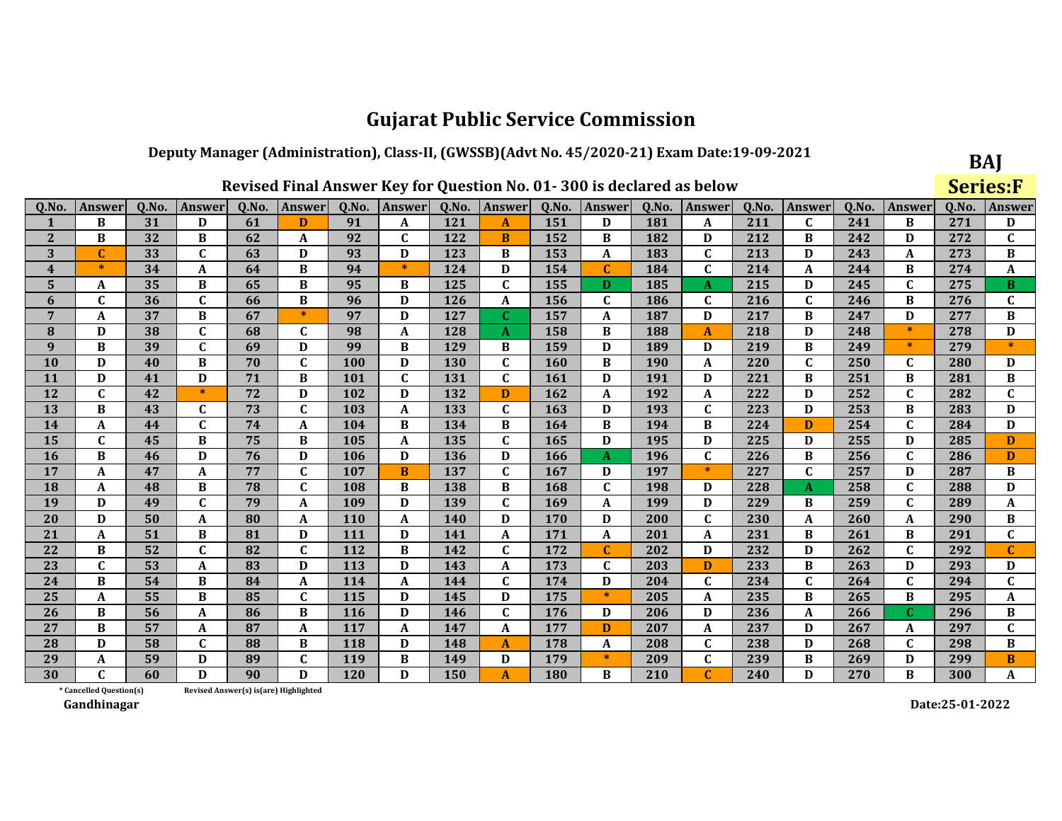# Gujarat Public Service Commission

## Deputy Manager (Administration), Class-II, (GWSSB)(Advt No. 45/2020-21) Exam Date:19-09-2021

**BAJ**

**Series:F**

### Revised Final Answer Key for Question No. 01- 300 is declared as below

| Q.No. | Answer | Q.No. | Answer | Q.No. | Answer | Q.No. | Answer | Q.No. | Answer | Q.No. | Answer | Q.No. | Answer | Q.No. | Answer | Q.No. | Answer | Q.No. | Answer |
|---|---|---|---|---|---|---|---|---|---|---|---|---|---|---|---|---|---|---|---|
| 1 | B | 31 | D | 61 | D | 91 | A | 121 | A | 151 | D | 181 | A | 211 | C | 241 | B | 271 | D |
| 2 | B | 32 | B | 62 | A | 92 | C | 122 | B | 152 | B | 182 | D | 212 | B | 242 | D | 272 | C |
| 3 | C | 33 | C | 63 | D | 93 | D | 123 | B | 153 | A | 183 | C | 213 | D | 243 | A | 273 | B |
| 4 | * | 34 | A | 64 | B | 94 | * | 124 | D | 154 | C | 184 | C | 214 | A | 244 | B | 274 | A |
| 5 | A | 35 | B | 65 | B | 95 | B | 125 | C | 155 | D | 185 | A | 215 | D | 245 | C | 275 | B |
| 6 | C | 36 | C | 66 | B | 96 | D | 126 | A | 156 | C | 186 | C | 216 | C | 246 | B | 276 | C |
| 7 | A | 37 | B | 67 | * | 97 | D | 127 | C | 157 | A | 187 | D | 217 | B | 247 | D | 277 | B |
| 8 | D | 38 | C | 68 | C | 98 | A | 128 | A | 158 | B | 188 | A | 218 | D | 248 | * | 278 | D |
| 9 | B | 39 | C | 69 | D | 99 | B | 129 | B | 159 | D | 189 | D | 219 | B | 249 | * | 279 | * |
| 10 | D | 40 | B | 70 | C | 100 | D | 130 | C | 160 | B | 190 | A | 220 | C | 250 | C | 280 | D |
| 11 | D | 41 | D | 71 | B | 101 | C | 131 | C | 161 | D | 191 | D | 221 | B | 251 | B | 281 | B |
| 12 | C | 42 | * | 72 | D | 102 | D | 132 | D | 162 | A | 192 | A | 222 | D | 252 | C | 282 | C |
| 13 | B | 43 | C | 73 | C | 103 | A | 133 | C | 163 | D | 193 | C | 223 | D | 253 | B | 283 | D |
| 14 | A | 44 | C | 74 | A | 104 | B | 134 | B | 164 | B | 194 | B | 224 | D | 254 | C | 284 | D |
| 15 | C | 45 | B | 75 | B | 105 | A | 135 | C | 165 | D | 195 | D | 225 | D | 255 | D | 285 | D |
| 16 | B | 46 | D | 76 | D | 106 | D | 136 | D | 166 | A | 196 | C | 226 | B | 256 | C | 286 | D |
| 17 | A | 47 | A | 77 | C | 107 | B | 137 | C | 167 | D | 197 | * | 227 | C | 257 | D | 287 | B |
| 18 | A | 48 | B | 78 | C | 108 | B | 138 | B | 168 | C | 198 | D | 228 | A | 258 | C | 288 | D |
| 19 | D | 49 | C | 79 | A | 109 | D | 139 | C | 169 | A | 199 | D | 229 | B | 259 | C | 289 | A |
| 20 | D | 50 | A | 80 | A | 110 | A | 140 | D | 170 | D | 200 | C | 230 | A | 260 | A | 290 | B |
| 21 | A | 51 | B | 81 | D | 111 | D | 141 | A | 171 | A | 201 | A | 231 | B | 261 | B | 291 | C |
| 22 | B | 52 | C | 82 | C | 112 | B | 142 | C | 172 | C | 202 | D | 232 | D | 262 | C | 292 | C |
| 23 | C | 53 | A | 83 | D | 113 | D | 143 | A | 173 | C | 203 | D | 233 | B | 263 | D | 293 | D |
| 24 | B | 54 | B | 84 | A | 114 | A | 144 | C | 174 | D | 204 | C | 234 | C | 264 | C | 294 | C |
| 25 | A | 55 | B | 85 | C | 115 | D | 145 | D | 175 | * | 205 | A | 235 | B | 265 | B | 295 | A |
| 26 | B | 56 | A | 86 | B | 116 | D | 146 | C | 176 | D | 206 | D | 236 | A | 266 | C | 296 | B |
| 27 | B | 57 | A | 87 | A | 117 | A | 147 | A | 177 | D | 207 | A | 237 | D | 267 | A | 297 | C |
| 28 | D | 58 | C | 88 | B | 118 | D | 148 | A | 178 | A | 208 | C | 238 | D | 268 | C | 298 | B |
| 29 | A | 59 | D | 89 | C | 119 | B | 149 | D | 179 | * | 209 | C | 239 | B | 269 | D | 299 | B |
| 30 | C | 60 | D | 90 | D | 120 | D | 150 | A | 180 | B | 210 | C | 240 | D | 270 | B | 300 | A |

\* Cancelled Question(s)    Revised Answer(s) is(are) Highlighted

Gandhinagar

Date:25-01-2022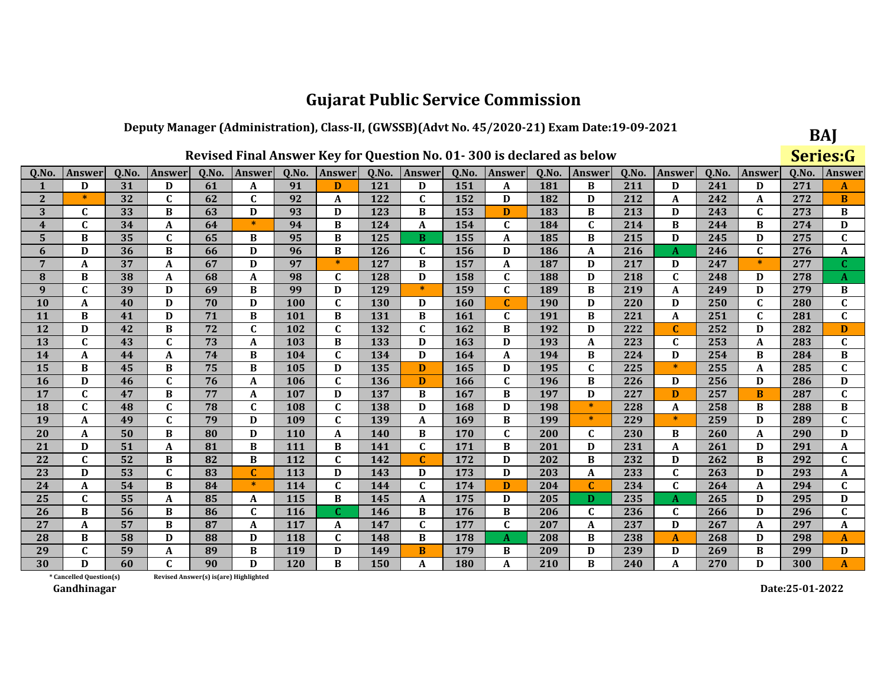# Gujarat Public Service Commission

## Deputy Manager (Administration), Class-II, (GWSSB)(Advt No. 45/2020-21) Exam Date:19-09-2021

**BAJ**

**Series:G**

### Revised Final Answer Key for Question No. 01- 300 is declared as below

| Q.No. | Answer | Q.No. | Answer | Q.No. | Answer | Q.No. | Answer | Q.No. | Answer | Q.No. | Answer | Q.No. | Answer | Q.No. | Answer | Q.No. | Answer | Q.No. | Answer |
|---|---|---|---|---|---|---|---|---|---|---|---|---|---|---|---|---|---|---|---|
| 1 | D | 31 | D | 61 | A | 91 | D | 121 | D | 151 | A | 181 | B | 211 | D | 241 | D | 271 | A |
| 2 | * | 32 | C | 62 | C | 92 | A | 122 | C | 152 | D | 182 | D | 212 | A | 242 | A | 272 | B |
| 3 | C | 33 | B | 63 | D | 93 | D | 123 | B | 153 | D | 183 | B | 213 | D | 243 | C | 273 | B |
| 4 | C | 34 | A | 64 | * | 94 | B | 124 | A | 154 | C | 184 | C | 214 | B | 244 | B | 274 | D |
| 5 | B | 35 | C | 65 | B | 95 | B | 125 | B | 155 | A | 185 | B | 215 | D | 245 | D | 275 | C |
| 6 | D | 36 | B | 66 | D | 96 | B | 126 | C | 156 | D | 186 | A | 216 | A | 246 | C | 276 | A |
| 7 | A | 37 | A | 67 | D | 97 | * | 127 | B | 157 | A | 187 | D | 217 | D | 247 | * | 277 | C |
| 8 | B | 38 | A | 68 | A | 98 | C | 128 | D | 158 | C | 188 | D | 218 | C | 248 | D | 278 | A |
| 9 | C | 39 | D | 69 | B | 99 | D | 129 | * | 159 | C | 189 | B | 219 | A | 249 | D | 279 | B |
| 10 | A | 40 | D | 70 | D | 100 | C | 130 | D | 160 | C | 190 | D | 220 | D | 250 | C | 280 | C |
| 11 | B | 41 | D | 71 | B | 101 | B | 131 | B | 161 | C | 191 | B | 221 | A | 251 | C | 281 | C |
| 12 | D | 42 | B | 72 | C | 102 | C | 132 | C | 162 | B | 192 | D | 222 | C | 252 | D | 282 | D |
| 13 | C | 43 | C | 73 | A | 103 | B | 133 | D | 163 | D | 193 | A | 223 | C | 253 | A | 283 | C |
| 14 | A | 44 | A | 74 | B | 104 | C | 134 | D | 164 | A | 194 | B | 224 | D | 254 | B | 284 | B |
| 15 | B | 45 | B | 75 | B | 105 | D | 135 | D | 165 | D | 195 | C | 225 | * | 255 | A | 285 | C |
| 16 | D | 46 | C | 76 | A | 106 | C | 136 | D | 166 | C | 196 | B | 226 | D | 256 | D | 286 | D |
| 17 | C | 47 | B | 77 | A | 107 | D | 137 | B | 167 | B | 197 | D | 227 | D | 257 | B | 287 | C |
| 18 | C | 48 | C | 78 | C | 108 | C | 138 | D | 168 | D | 198 | * | 228 | A | 258 | B | 288 | B |
| 19 | A | 49 | C | 79 | D | 109 | C | 139 | A | 169 | B | 199 | * | 229 | * | 259 | D | 289 | C |
| 20 | A | 50 | B | 80 | D | 110 | A | 140 | B | 170 | C | 200 | C | 230 | B | 260 | A | 290 | D |
| 21 | D | 51 | A | 81 | B | 111 | B | 141 | C | 171 | B | 201 | D | 231 | A | 261 | D | 291 | A |
| 22 | C | 52 | B | 82 | B | 112 | C | 142 | C | 172 | D | 202 | B | 232 | D | 262 | B | 292 | C |
| 23 | D | 53 | C | 83 | C | 113 | D | 143 | D | 173 | D | 203 | A | 233 | C | 263 | D | 293 | A |
| 24 | A | 54 | B | 84 | * | 114 | C | 144 | C | 174 | D | 204 | C | 234 | C | 264 | A | 294 | C |
| 25 | C | 55 | A | 85 | A | 115 | B | 145 | A | 175 | D | 205 | D | 235 | A | 265 | D | 295 | D |
| 26 | B | 56 | B | 86 | C | 116 | C | 146 | B | 176 | B | 206 | C | 236 | C | 266 | D | 296 | C |
| 27 | A | 57 | B | 87 | A | 117 | A | 147 | C | 177 | C | 207 | A | 237 | D | 267 | A | 297 | A |
| 28 | B | 58 | D | 88 | D | 118 | C | 148 | B | 178 | A | 208 | B | 238 | A | 268 | D | 298 | A |
| 29 | C | 59 | A | 89 | B | 119 | D | 149 | B | 179 | B | 209 | D | 239 | D | 269 | B | 299 | D |
| 30 | D | 60 | C | 90 | D | 120 | B | 150 | A | 180 | A | 210 | B | 240 | A | 270 | D | 300 | A |

\* Cancelled Question(s)   Revised Answer(s) is(are) Highlighted

Gandhinagar

Date:25-01-2022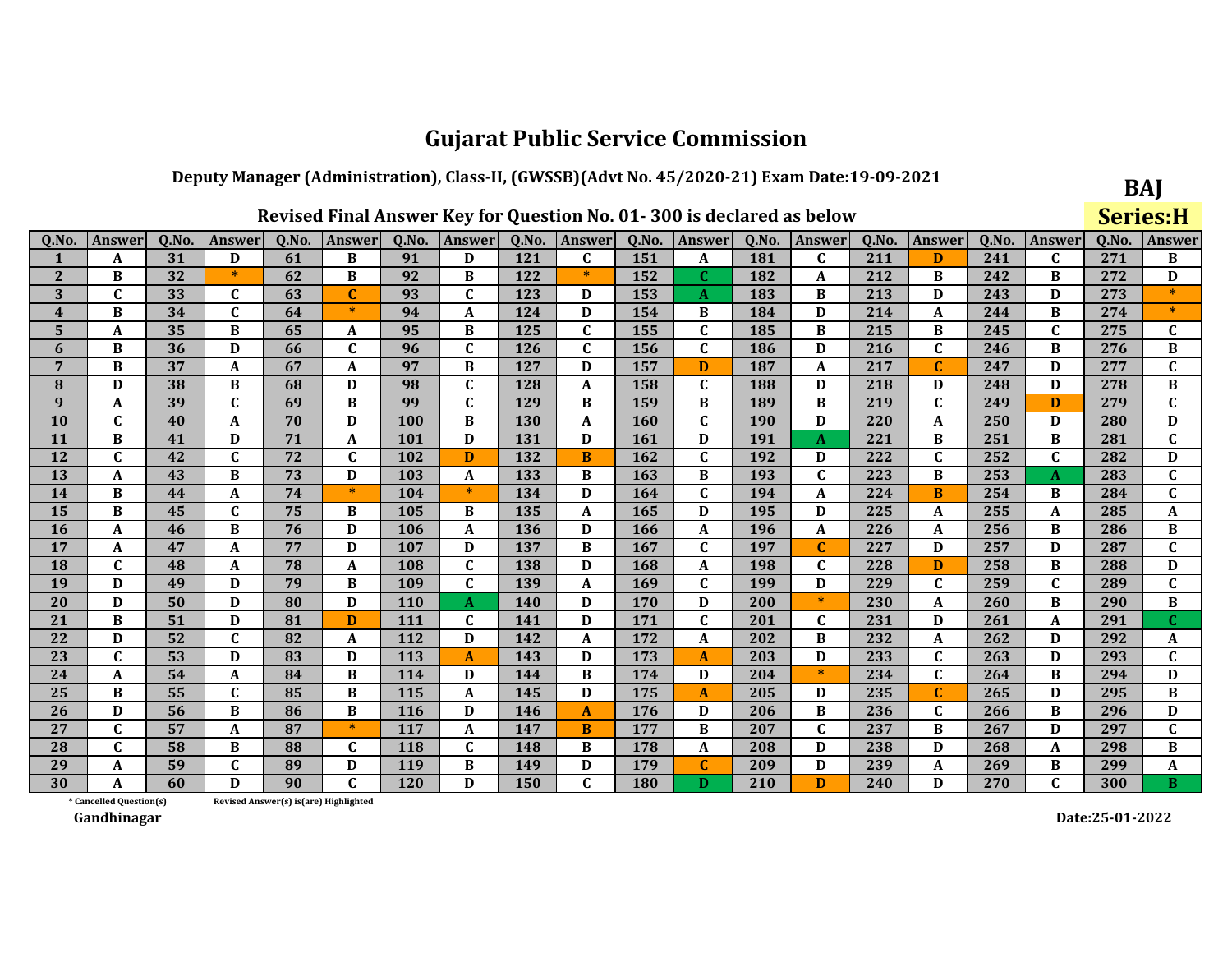# Gujarat Public Service Commission

## Deputy Manager (Administration), Class-II, (GWSSB)(Advt No. 45/2020-21) Exam Date:19-09-2021

**BAJ**

**Series:H**

### Revised Final Answer Key for Question No. 01- 300 is declared as below

| Q.No. | Answer | Q.No. | Answer | Q.No. | Answer | Q.No. | Answer | Q.No. | Answer | Q.No. | Answer | Q.No. | Answer | Q.No. | Answer | Q.No. | Answer | Q.No. | Answer |
|---|---|---|---|---|---|---|---|---|---|---|---|---|---|---|---|---|---|---|---|
| 1 | A | 31 | D | 61 | B | 91 | D | 121 | C | 151 | A | 181 | C | 211 | D | 241 | C | 271 | B |
| 2 | B | 32 | * | 62 | B | 92 | B | 122 | * | 152 | C | 182 | A | 212 | B | 242 | B | 272 | D |
| 3 | C | 33 | C | 63 | C | 93 | C | 123 | D | 153 | A | 183 | B | 213 | D | 243 | D | 273 | * |
| 4 | B | 34 | C | 64 | * | 94 | A | 124 | D | 154 | B | 184 | D | 214 | A | 244 | B | 274 | * |
| 5 | A | 35 | B | 65 | A | 95 | B | 125 | C | 155 | C | 185 | B | 215 | B | 245 | C | 275 | C |
| 6 | B | 36 | D | 66 | C | 96 | C | 126 | C | 156 | C | 186 | D | 216 | C | 246 | B | 276 | B |
| 7 | B | 37 | A | 67 | A | 97 | B | 127 | D | 157 | D | 187 | A | 217 | C | 247 | D | 277 | C |
| 8 | D | 38 | B | 68 | D | 98 | C | 128 | A | 158 | C | 188 | D | 218 | D | 248 | D | 278 | B |
| 9 | A | 39 | C | 69 | B | 99 | C | 129 | B | 159 | B | 189 | B | 219 | C | 249 | D | 279 | C |
| 10 | C | 40 | A | 70 | D | 100 | B | 130 | A | 160 | C | 190 | D | 220 | A | 250 | D | 280 | D |
| 11 | B | 41 | D | 71 | A | 101 | D | 131 | D | 161 | D | 191 | A | 221 | B | 251 | B | 281 | C |
| 12 | C | 42 | C | 72 | C | 102 | D | 132 | B | 162 | C | 192 | D | 222 | C | 252 | C | 282 | D |
| 13 | A | 43 | B | 73 | D | 103 | A | 133 | B | 163 | B | 193 | C | 223 | B | 253 | A | 283 | C |
| 14 | B | 44 | A | 74 | * | 104 | * | 134 | D | 164 | C | 194 | A | 224 | B | 254 | B | 284 | C |
| 15 | B | 45 | C | 75 | B | 105 | B | 135 | A | 165 | D | 195 | D | 225 | A | 255 | A | 285 | A |
| 16 | A | 46 | B | 76 | D | 106 | A | 136 | D | 166 | A | 196 | A | 226 | A | 256 | B | 286 | B |
| 17 | A | 47 | A | 77 | D | 107 | D | 137 | B | 167 | C | 197 | C | 227 | D | 257 | D | 287 | C |
| 18 | C | 48 | A | 78 | A | 108 | C | 138 | D | 168 | A | 198 | C | 228 | D | 258 | B | 288 | D |
| 19 | D | 49 | D | 79 | B | 109 | C | 139 | A | 169 | C | 199 | D | 229 | C | 259 | C | 289 | C |
| 20 | D | 50 | D | 80 | D | 110 | A | 140 | D | 170 | D | 200 | * | 230 | A | 260 | B | 290 | B |
| 21 | B | 51 | D | 81 | D | 111 | C | 141 | D | 171 | C | 201 | C | 231 | D | 261 | A | 291 | C |
| 22 | D | 52 | C | 82 | A | 112 | D | 142 | A | 172 | A | 202 | B | 232 | A | 262 | D | 292 | A |
| 23 | C | 53 | D | 83 | D | 113 | A | 143 | D | 173 | A | 203 | D | 233 | C | 263 | D | 293 | C |
| 24 | A | 54 | A | 84 | B | 114 | D | 144 | B | 174 | D | 204 | * | 234 | C | 264 | B | 294 | D |
| 25 | B | 55 | C | 85 | B | 115 | A | 145 | D | 175 | A | 205 | D | 235 | C | 265 | D | 295 | B |
| 26 | D | 56 | B | 86 | B | 116 | D | 146 | A | 176 | D | 206 | B | 236 | C | 266 | B | 296 | D |
| 27 | C | 57 | A | 87 | * | 117 | A | 147 | B | 177 | B | 207 | C | 237 | B | 267 | D | 297 | C |
| 28 | C | 58 | B | 88 | C | 118 | C | 148 | B | 178 | A | 208 | D | 238 | D | 268 | A | 298 | B |
| 29 | A | 59 | C | 89 | D | 119 | B | 149 | D | 179 | C | 209 | D | 239 | A | 269 | B | 299 | A |
| 30 | A | 60 | D | 90 | C | 120 | D | 150 | C | 180 | D | 210 | D | 240 | D | 270 | C | 300 | B |

\* Cancelled Question(s)    Revised Answer(s) is(are) Highlighted

Gandhinagar

Date:25-01-2022